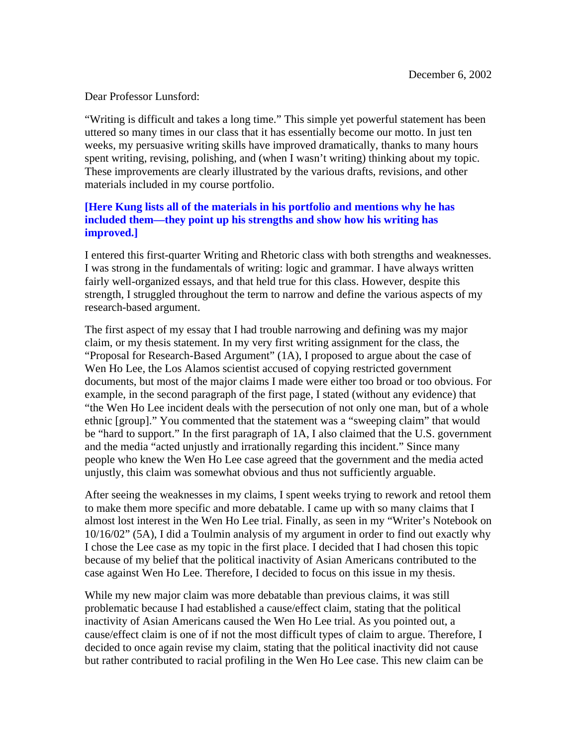December 6, 2002

Dear Professor Lunsford:

"Writing is difficult and takes a long time." This simple yet powerful statement has been uttered so many times in our class that it has essentially become our motto. In just ten weeks, my persuasive writing skills have improved dramatically, thanks to many hours spent writing, revising, polishing, and (when I wasn't writing) thinking about my topic. These improvements are clearly illustrated by the various drafts, revisions, and other materials included in my course portfolio.

**[Here Kung lists all of the materials in his portfolio and mentions why he has included them—they point up his strengths and show how his writing has improved.]**

I entered this first-quarter Writing and Rhetoric class with both strengths and weaknesses. I was strong in the fundamentals of writing: logic and grammar. I have always written fairly well-organized essays, and that held true for this class. However, despite this strength, I struggled throughout the term to narrow and define the various aspects of my research-based argument.

The first aspect of my essay that I had trouble narrowing and defining was my major claim, or my thesis statement. In my very first writing assignment for the class, the "Proposal for Research-Based Argument" (1A), I proposed to argue about the case of Wen Ho Lee, the Los Alamos scientist accused of copying restricted government documents, but most of the major claims I made were either too broad or too obvious. For example, in the second paragraph of the first page, I stated (without any evidence) that "the Wen Ho Lee incident deals with the persecution of not only one man, but of a whole ethnic [group]." You commented that the statement was a "sweeping claim" that would be "hard to support." In the first paragraph of 1A, I also claimed that the U.S. government and the media "acted unjustly and irrationally regarding this incident." Since many people who knew the Wen Ho Lee case agreed that the government and the media acted unjustly, this claim was somewhat obvious and thus not sufficiently arguable.

After seeing the weaknesses in my claims, I spent weeks trying to rework and retool them to make them more specific and more debatable. I came up with so many claims that I almost lost interest in the Wen Ho Lee trial. Finally, as seen in my "Writer's Notebook on 10/16/02" (5A), I did a Toulmin analysis of my argument in order to find out exactly why I chose the Lee case as my topic in the first place. I decided that I had chosen this topic because of my belief that the political inactivity of Asian Americans contributed to the case against Wen Ho Lee. Therefore, I decided to focus on this issue in my thesis.

While my new major claim was more debatable than previous claims, it was still problematic because I had established a cause/effect claim, stating that the political inactivity of Asian Americans caused the Wen Ho Lee trial. As you pointed out, a cause/effect claim is one of if not the most difficult types of claim to argue. Therefore, I decided to once again revise my claim, stating that the political inactivity did not cause but rather contributed to racial profiling in the Wen Ho Lee case. This new claim can be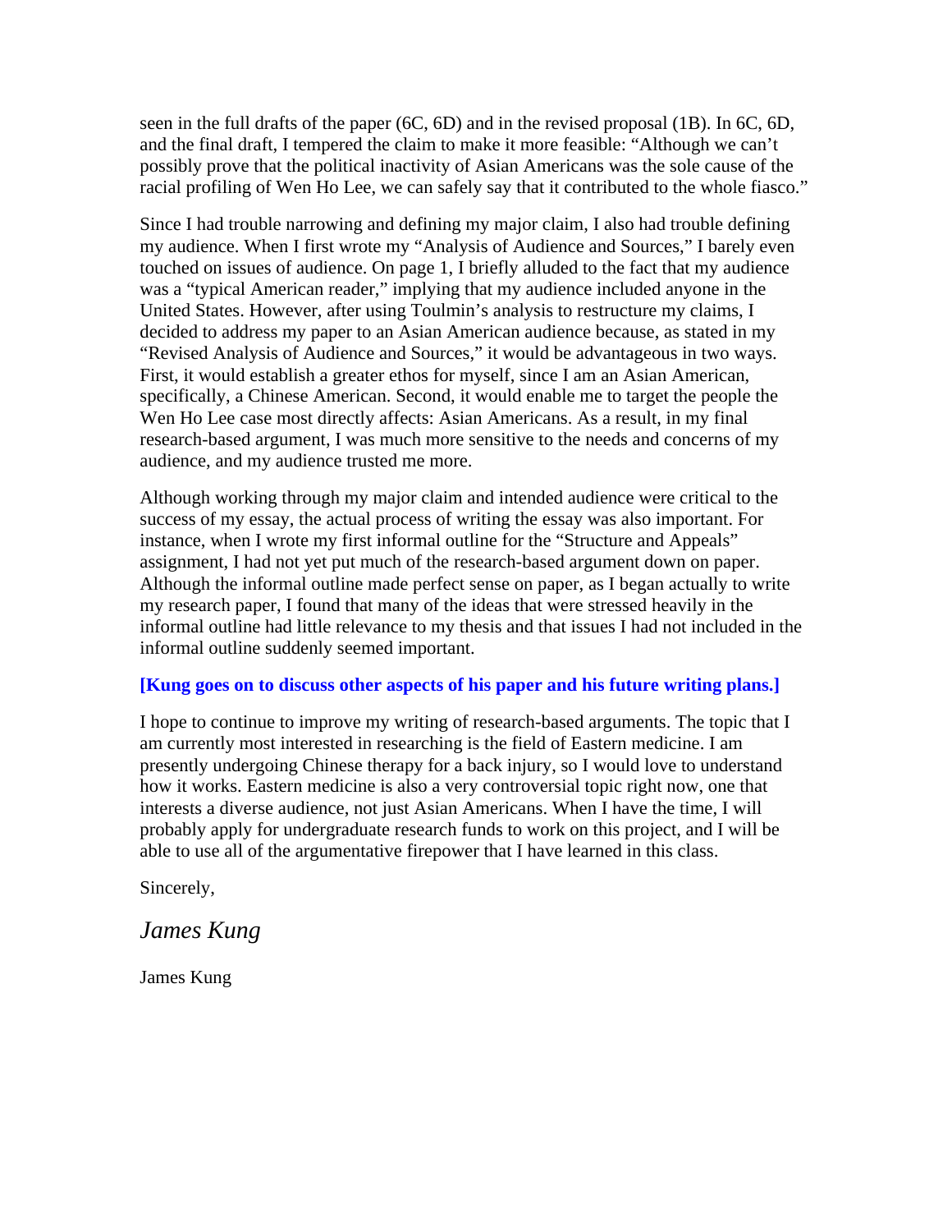seen in the full drafts of the paper (6C, 6D) and in the revised proposal (1B). In 6C, 6D, and the final draft, I tempered the claim to make it more feasible: "Although we can't possibly prove that the political inactivity of Asian Americans was the sole cause of the racial profiling of Wen Ho Lee, we can safely say that it contributed to the whole fiasco."

Since I had trouble narrowing and defining my major claim, I also had trouble defining my audience. When I first wrote my "Analysis of Audience and Sources," I barely even touched on issues of audience. On page 1, I briefly alluded to the fact that my audience was a "typical American reader," implying that my audience included anyone in the United States. However, after using Toulmin's analysis to restructure my claims, I decided to address my paper to an Asian American audience because, as stated in my "Revised Analysis of Audience and Sources," it would be advantageous in two ways. First, it would establish a greater ethos for myself, since I am an Asian American, specifically, a Chinese American. Second, it would enable me to target the people the Wen Ho Lee case most directly affects: Asian Americans. As a result, in my final research-based argument, I was much more sensitive to the needs and concerns of my audience, and my audience trusted me more.

Although working through my major claim and intended audience were critical to the success of my essay, the actual process of writing the essay was also important. For instance, when I wrote my first informal outline for the "Structure and Appeals" assignment, I had not yet put much of the research-based argument down on paper. Although the informal outline made perfect sense on paper, as I began actually to write my research paper, I found that many of the ideas that were stressed heavily in the informal outline had little relevance to my thesis and that issues I had not included in the informal outline suddenly seemed important.

**[Kung goes on to discuss other aspects of his paper and his future writing plans.]**

I hope to continue to improve my writing of research-based arguments. The topic that I am currently most interested in researching is the field of Eastern medicine. I am presently undergoing Chinese therapy for a back injury, so I would love to understand how it works. Eastern medicine is also a very controversial topic right now, one that interests a diverse audience, not just Asian Americans. When I have the time, I will probably apply for undergraduate research funds to work on this project, and I will be able to use all of the argumentative firepower that I have learned in this class.

Sincerely,

*James Kung*

James Kung